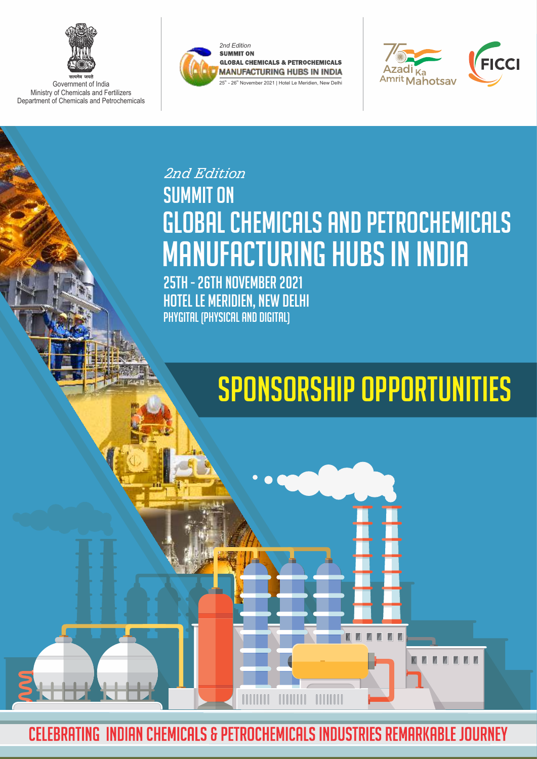Government of India
Ministry of Chemicals and Fertilizers
Department of Chemicals and Petrochemicals

*2nd Edition*
**SUMMIT ON**
**GLOBAL CHEMICALS & PETROCHEMICALS**
**MANUFACTURING HUBS IN INDIA**
25th - 26th November 2021 | Hotel Le Meridien, New Delhi

Azadi Ka Amrit Mahotsav

FICCI

*2nd Edition*

# SUMMIT ON GLOBAL CHEMICALS AND PETROCHEMICALS MANUFACTURING HUBS IN INDIA

25TH - 26TH NOVEMBER 2021
HOTEL LE MERIDIEN, NEW DELHI
PHYGITAL (PHYSICAL AND DIGITAL)

# SPONSORSHIP OPPORTUNITIES

CELEBRATING INDIAN CHEMICALS & PETROCHEMICALS INDUSTRIES REMARKABLE JOURNEY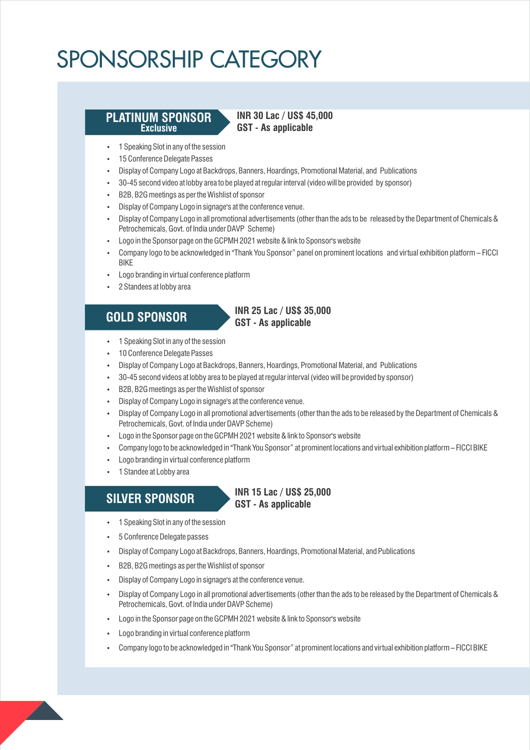# SPONSORSHIP CATEGORY

## PLATINUM SPONSOR
**Exclusive**

**INR 30 Lac / US$ 45,000**
**GST - As applicable**

- 1 Speaking Slot in any of the session
- 15 Conference Delegate Passes
- Display of Company Logo at Backdrops, Banners, Hoardings, Promotional Material, and Publications
- 30-45 second video at lobby area to be played at regular interval (video will be provided by sponsor)
- B2B, B2G meetings as per the Wishlist of sponsor
- Display of Company Logo in signage's at the conference venue.
- Display of Company Logo in all promotional advertisements (other than the ads to be released by the Department of Chemicals & Petrochemicals, Govt. of India under DAVP Scheme)
- Logo in the Sponsor page on the GCPMH 2021 website & link to Sponsor's website
- Company logo to be acknowledged in "Thank You Sponsor" panel on prominent locations and virtual exhibition platform – FICCI BIKE
- Logo branding in virtual conference platform
- 2 Standees at lobby area

## GOLD SPONSOR

**INR 25 Lac / US$ 35,000**
**GST - As applicable**

- 1 Speaking Slot in any of the session
- 10 Conference Delegate Passes
- Display of Company Logo at Backdrops, Banners, Hoardings, Promotional Material, and Publications
- 30-45 second videos at lobby area to be played at regular interval (video will be provided by sponsor)
- B2B, B2G meetings as per the Wishlist of sponsor
- Display of Company Logo in signage's at the conference venue.
- Display of Company Logo in all promotional advertisements (other than the ads to be released by the Department of Chemicals & Petrochemicals, Govt. of India under DAVP Scheme)
- Logo in the Sponsor page on the GCPMH 2021 website & link to Sponsor's website
- Company logo to be acknowledged in "Thank You Sponsor" at prominent locations and virtual exhibition platform – FICCI BIKE
- Logo branding in virtual conference platform
- 1 Standee at Lobby area

## SILVER SPONSOR

**INR 15 Lac / US$ 25,000**
**GST - As applicable**

- 1 Speaking Slot in any of the session
- 5 Conference Delegate passes
- Display of Company Logo at Backdrops, Banners, Hoardings, Promotional Material, and Publications
- B2B, B2G meetings as per the Wishlist of sponsor
- Display of Company Logo in signage's at the conference venue.
- Display of Company Logo in all promotional advertisements (other than the ads to be released by the Department of Chemicals & Petrochemicals, Govt. of India under DAVP Scheme)
- Logo in the Sponsor page on the GCPMH 2021 website & link to Sponsor's website
- Logo branding in virtual conference platform
- Company logo to be acknowledged in "Thank You Sponsor" at prominent locations and virtual exhibition platform – FICCI BIKE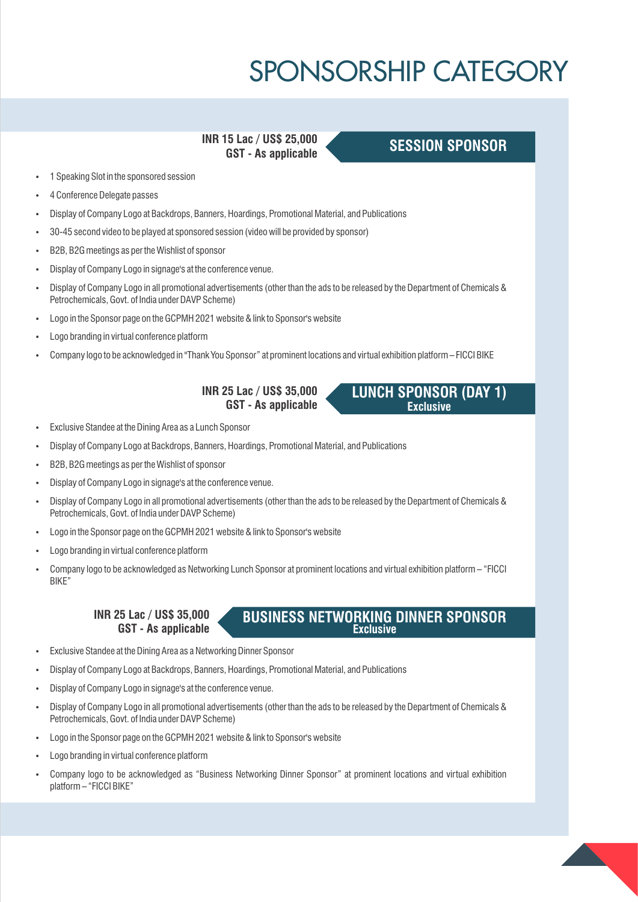# SPONSORSHIP CATEGORY

## SESSION SPONSOR

**INR 15 Lac / US$ 25,000**
**GST - As applicable**

- 1 Speaking Slot in the sponsored session
- 4 Conference Delegate passes
- Display of Company Logo at Backdrops, Banners, Hoardings, Promotional Material, and Publications
- 30-45 second video to be played at sponsored session (video will be provided by sponsor)
- B2B, B2G meetings as per the Wishlist of sponsor
- Display of Company Logo in signage's at the conference venue.
- Display of Company Logo in all promotional advertisements (other than the ads to be released by the Department of Chemicals & Petrochemicals, Govt. of India under DAVP Scheme)
- Logo in the Sponsor page on the GCPMH 2021 website & link to Sponsor's website
- Logo branding in virtual conference platform
- Company logo to be acknowledged in "Thank You Sponsor" at prominent locations and virtual exhibition platform – FICCI BIKE

## LUNCH SPONSOR (DAY 1)

**Exclusive**

**INR 25 Lac / US$ 35,000**
**GST - As applicable**

- Exclusive Standee at the Dining Area as a Lunch Sponsor
- Display of Company Logo at Backdrops, Banners, Hoardings, Promotional Material, and Publications
- B2B, B2G meetings as per the Wishlist of sponsor
- Display of Company Logo in signage's at the conference venue.
- Display of Company Logo in all promotional advertisements (other than the ads to be released by the Department of Chemicals & Petrochemicals, Govt. of India under DAVP Scheme)
- Logo in the Sponsor page on the GCPMH 2021 website & link to Sponsor's website
- Logo branding in virtual conference platform
- Company logo to be acknowledged as Networking Lunch Sponsor at prominent locations and virtual exhibition platform – "FICCI BIKE"

## BUSINESS NETWORKING DINNER SPONSOR

**Exclusive**

**INR 25 Lac / US$ 35,000**
**GST - As applicable**

- Exclusive Standee at the Dining Area as a Networking Dinner Sponsor
- Display of Company Logo at Backdrops, Banners, Hoardings, Promotional Material, and Publications
- Display of Company Logo in signage's at the conference venue.
- Display of Company Logo in all promotional advertisements (other than the ads to be released by the Department of Chemicals & Petrochemicals, Govt. of India under DAVP Scheme)
- Logo in the Sponsor page on the GCPMH 2021 website & link to Sponsor's website
- Logo branding in virtual conference platform
- Company logo to be acknowledged as "Business Networking Dinner Sponsor" at prominent locations and virtual exhibition platform – "FICCI BIKE"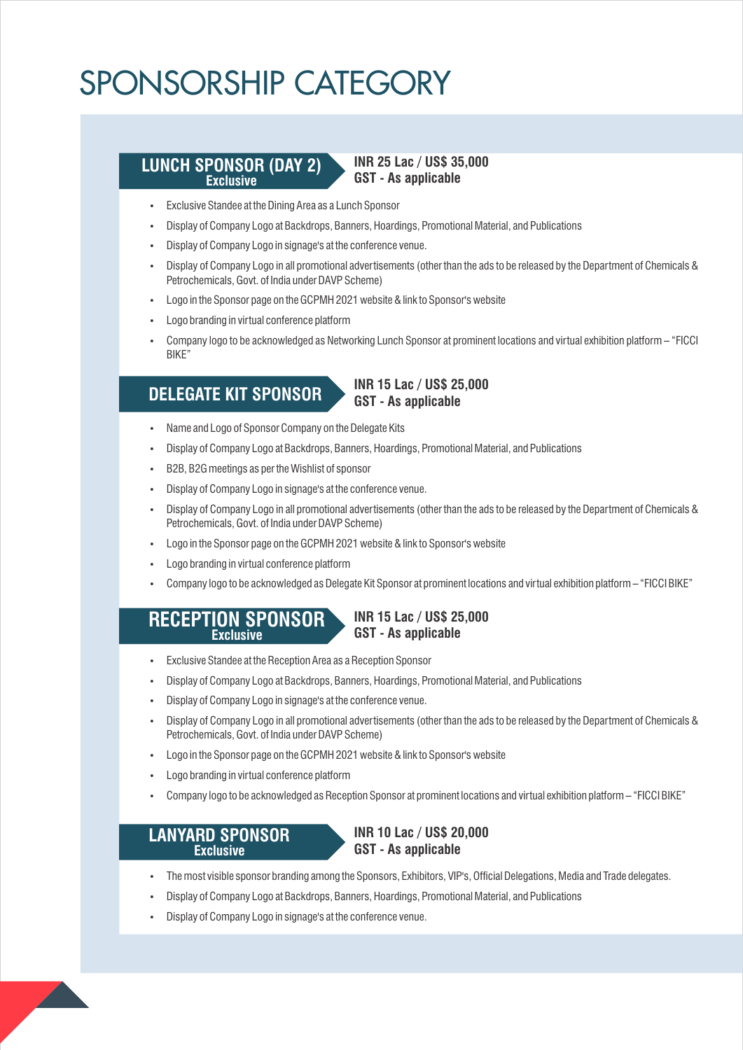# SPONSORSHIP CATEGORY

## LUNCH SPONSOR (DAY 2)
**Exclusive**

**INR 25 Lac / US$ 35,000**
**GST - As applicable**

- Exclusive Standee at the Dining Area as a Lunch Sponsor
- Display of Company Logo at Backdrops, Banners, Hoardings, Promotional Material, and Publications
- Display of Company Logo in signage's at the conference venue.
- Display of Company Logo in all promotional advertisements (other than the ads to be released by the Department of Chemicals & Petrochemicals, Govt. of India under DAVP Scheme)
- Logo in the Sponsor page on the GCPMH 2021 website & link to Sponsor's website
- Logo branding in virtual conference platform
- Company logo to be acknowledged as Networking Lunch Sponsor at prominent locations and virtual exhibition platform – "FICCI BIKE"

## DELEGATE KIT SPONSOR

**INR 15 Lac / US$ 25,000**
**GST - As applicable**

- Name and Logo of Sponsor Company on the Delegate Kits
- Display of Company Logo at Backdrops, Banners, Hoardings, Promotional Material, and Publications
- B2B, B2G meetings as per the Wishlist of sponsor
- Display of Company Logo in signage's at the conference venue.
- Display of Company Logo in all promotional advertisements (other than the ads to be released by the Department of Chemicals & Petrochemicals, Govt. of India under DAVP Scheme)
- Logo in the Sponsor page on the GCPMH 2021 website & link to Sponsor's website
- Logo branding in virtual conference platform
- Company logo to be acknowledged as Delegate Kit Sponsor at prominent locations and virtual exhibition platform – "FICCI BIKE"

## RECEPTION SPONSOR
**Exclusive**

**INR 15 Lac / US$ 25,000**
**GST - As applicable**

- Exclusive Standee at the Reception Area as a Reception Sponsor
- Display of Company Logo at Backdrops, Banners, Hoardings, Promotional Material, and Publications
- Display of Company Logo in signage's at the conference venue.
- Display of Company Logo in all promotional advertisements (other than the ads to be released by the Department of Chemicals & Petrochemicals, Govt. of India under DAVP Scheme)
- Logo in the Sponsor page on the GCPMH 2021 website & link to Sponsor's website
- Logo branding in virtual conference platform
- Company logo to be acknowledged as Reception Sponsor at prominent locations and virtual exhibition platform – "FICCI BIKE"

## LANYARD SPONSOR
**Exclusive**

**INR 10 Lac / US$ 20,000**
**GST - As applicable**

- The most visible sponsor branding among the Sponsors, Exhibitors, VIP's, Official Delegations, Media and Trade delegates.
- Display of Company Logo at Backdrops, Banners, Hoardings, Promotional Material, and Publications
- Display of Company Logo in signage's at the conference venue.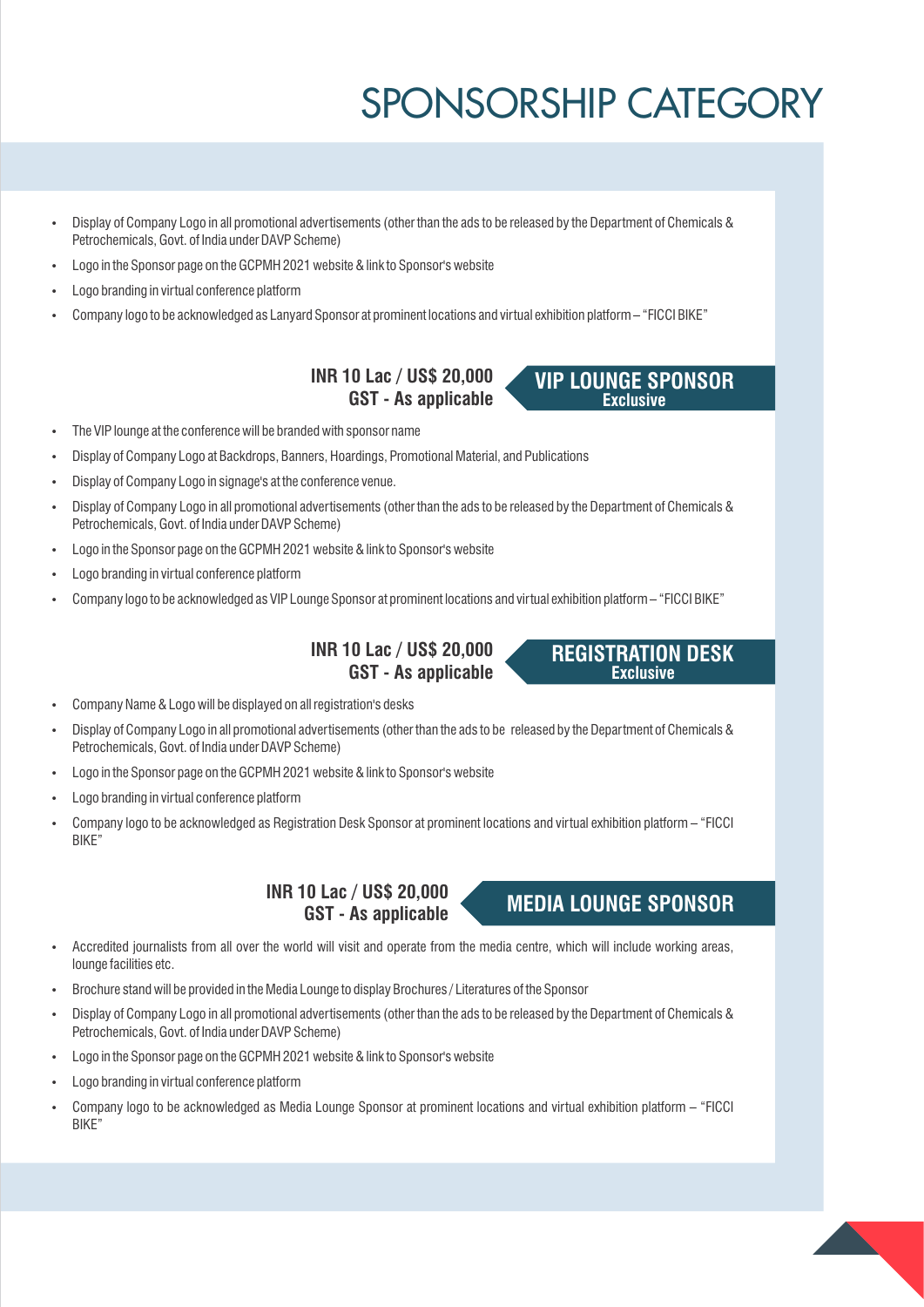# SPONSORSHIP CATEGORY

- Display of Company Logo in all promotional advertisements (other than the ads to be released by the Department of Chemicals & Petrochemicals, Govt. of India under DAVP Scheme)
- Logo in the Sponsor page on the GCPMH 2021 website & link to Sponsor's website
- Logo branding in virtual conference platform
- Company logo to be acknowledged as Lanyard Sponsor at prominent locations and virtual exhibition platform – "FICCI BIKE"

## VIP LOUNGE SPONSOR
**Exclusive**

**INR 10 Lac / US$ 20,000**
**GST - As applicable**

- The VIP lounge at the conference will be branded with sponsor name
- Display of Company Logo at Backdrops, Banners, Hoardings, Promotional Material, and Publications
- Display of Company Logo in signage's at the conference venue.
- Display of Company Logo in all promotional advertisements (other than the ads to be released by the Department of Chemicals & Petrochemicals, Govt. of India under DAVP Scheme)
- Logo in the Sponsor page on the GCPMH 2021 website & link to Sponsor's website
- Logo branding in virtual conference platform
- Company logo to be acknowledged as VIP Lounge Sponsor at prominent locations and virtual exhibition platform – "FICCI BIKE"

## REGISTRATION DESK
**Exclusive**

**INR 10 Lac / US$ 20,000**
**GST - As applicable**

- Company Name & Logo will be displayed on all registration's desks
- Display of Company Logo in all promotional advertisements (other than the ads to be released by the Department of Chemicals & Petrochemicals, Govt. of India under DAVP Scheme)
- Logo in the Sponsor page on the GCPMH 2021 website & link to Sponsor's website
- Logo branding in virtual conference platform
- Company logo to be acknowledged as Registration Desk Sponsor at prominent locations and virtual exhibition platform – "FICCI BIKE"

## MEDIA LOUNGE SPONSOR

**INR 10 Lac / US$ 20,000**
**GST - As applicable**

- Accredited journalists from all over the world will visit and operate from the media centre, which will include working areas, lounge facilities etc.
- Brochure stand will be provided in the Media Lounge to display Brochures / Literatures of the Sponsor
- Display of Company Logo in all promotional advertisements (other than the ads to be released by the Department of Chemicals & Petrochemicals, Govt. of India under DAVP Scheme)
- Logo in the Sponsor page on the GCPMH 2021 website & link to Sponsor's website
- Logo branding in virtual conference platform
- Company logo to be acknowledged as Media Lounge Sponsor at prominent locations and virtual exhibition platform – "FICCI BIKE"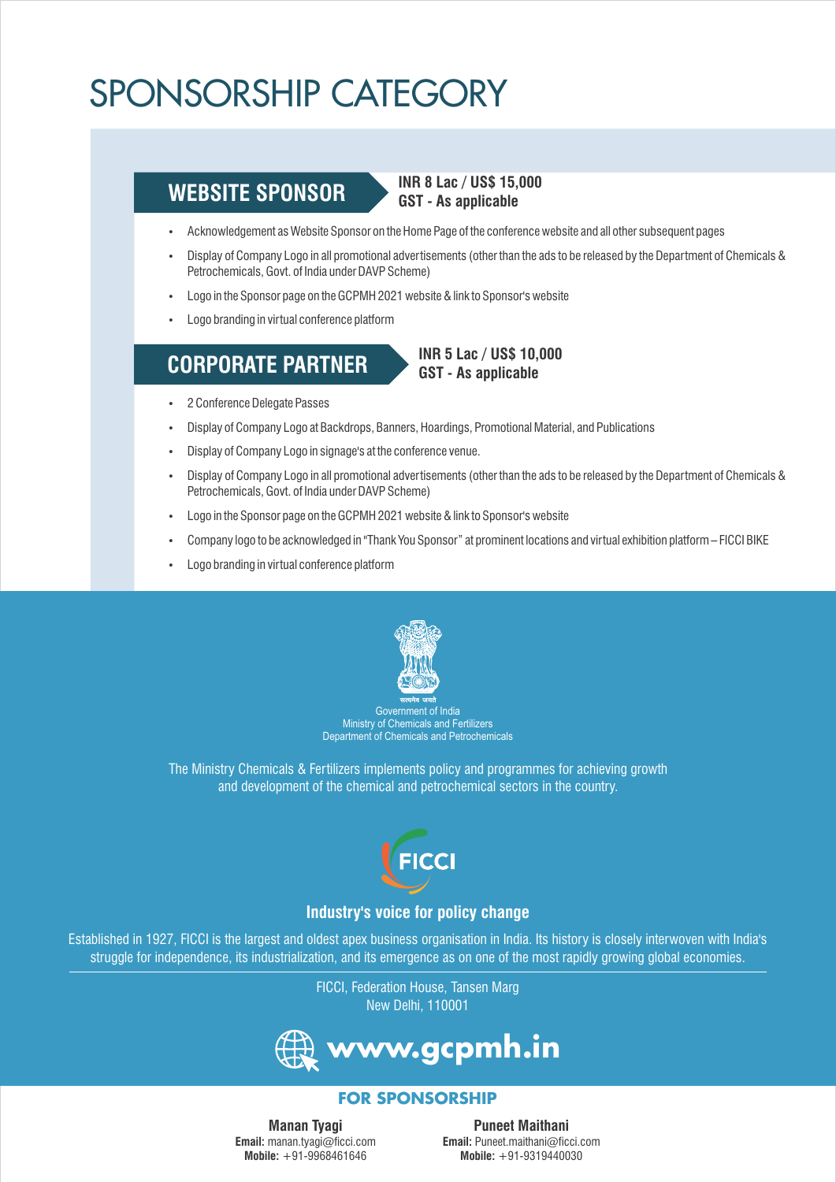# SPONSORSHIP CATEGORY

## WEBSITE SPONSOR

**INR 8 Lac / US$ 15,000**
**GST - As applicable**

- Acknowledgement as Website Sponsor on the Home Page of the conference website and all other subsequent pages
- Display of Company Logo in all promotional advertisements (other than the ads to be released by the Department of Chemicals & Petrochemicals, Govt. of India under DAVP Scheme)
- Logo in the Sponsor page on the GCPMH 2021 website & link to Sponsor's website
- Logo branding in virtual conference platform

## CORPORATE PARTNER

**INR 5 Lac / US$ 10,000**
**GST - As applicable**

- 2 Conference Delegate Passes
- Display of Company Logo at Backdrops, Banners, Hoardings, Promotional Material, and Publications
- Display of Company Logo in signage's at the conference venue.
- Display of Company Logo in all promotional advertisements (other than the ads to be released by the Department of Chemicals & Petrochemicals, Govt. of India under DAVP Scheme)
- Logo in the Sponsor page on the GCPMH 2021 website & link to Sponsor's website
- Company logo to be acknowledged in "Thank You Sponsor" at prominent locations and virtual exhibition platform – FICCI BIKE
- Logo branding in virtual conference platform

सत्यमेव जयते
Government of India
Ministry of Chemicals and Fertilizers
Department of Chemicals and Petrochemicals

The Ministry Chemicals & Fertilizers implements policy and programmes for achieving growth and development of the chemical and petrochemical sectors in the country.

FICCI

**Industry's voice for policy change**

Established in 1927, FICCI is the largest and oldest apex business organisation in India. Its history is closely interwoven with India's struggle for independence, its industrialization, and its emergence as on one of the most rapidly growing global economies.

FICCI, Federation House, Tansen Marg
New Delhi, 110001

**www.gcpmh.in**

## FOR SPONSORSHIP

**Manan Tyagi**
**Email:** manan.tyagi@ficci.com
**Mobile:** +91-9968461646

**Puneet Maithani**
**Email:** Puneet.maithani@ficci.com
**Mobile:** +91-9319440030